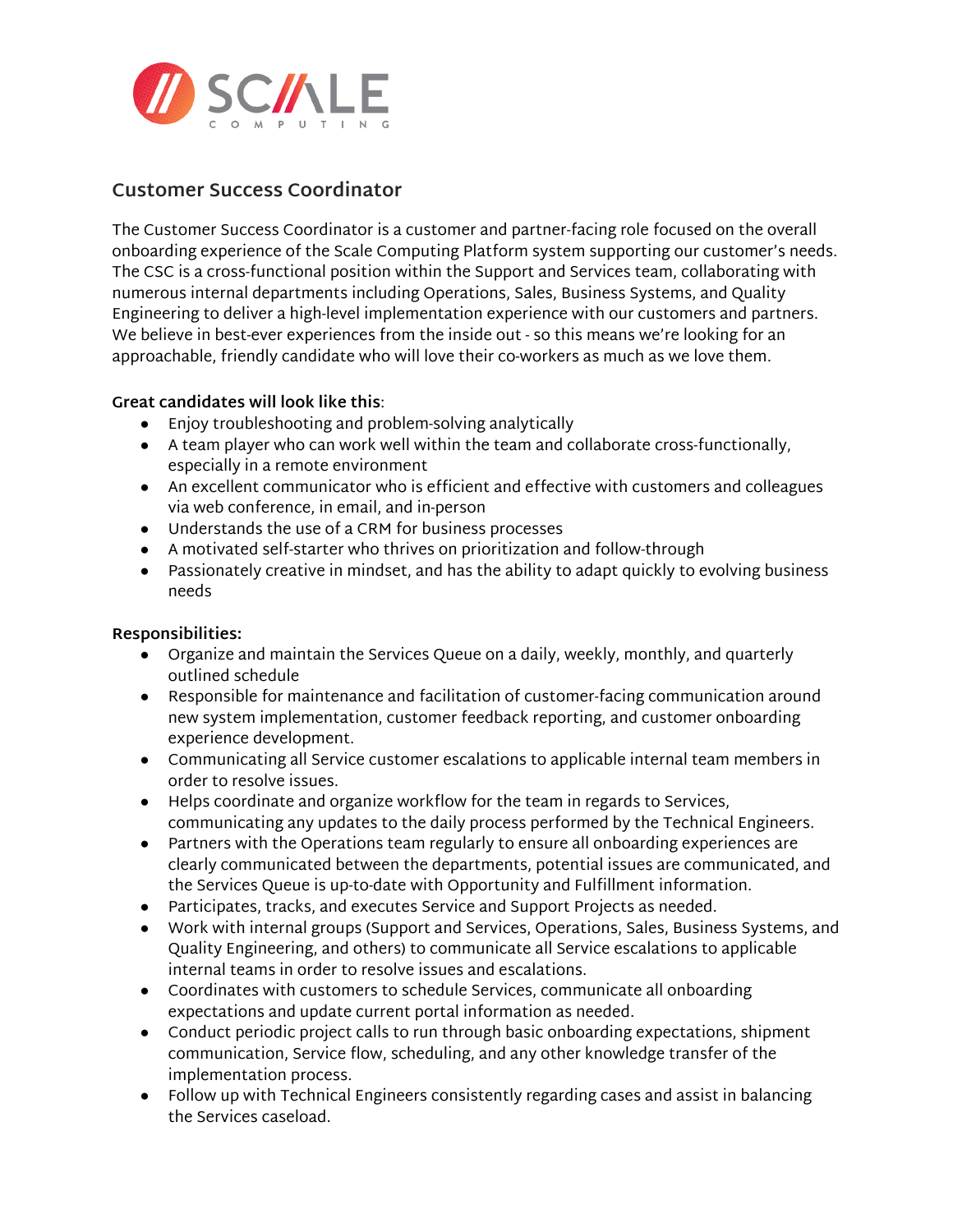# Customer Success Coordinator

The Customer Success Coordinator is a customer and partner-facing role focused on the overall onboarding experience of the Scale Computing Platform system supporting our customer's needs. The CSC is a cross-functional position within the Support and Services team, collaborating with numerous internal departments including Operations, Sales, Business Systems, and Quality Engineering to deliver a high-level implementation experience with our customers and partners. We believe in best-ever experiences from the inside out - so this means we're looking for an approachable, friendly candidate who will love their co-workers as much as we love them.

**Great candidates will look like this**:

- Enjoy troubleshooting and problem-solving analytically
- A team player who can work well within the team and collaborate cross-functionally, especially in a remote environment
- An excellent communicator who is efficient and effective with customers and colleagues via web conference, in email, and in-person
- Understands the use of a CRM for business processes
- A motivated self-starter who thrives on prioritization and follow-through
- Passionately creative in mindset, and has the ability to adapt quickly to evolving business needs

**Responsibilities:**

- Organize and maintain the Services Queue on a daily, weekly, monthly, and quarterly outlined schedule
- Responsible for maintenance and facilitation of customer-facing communication around new system implementation, customer feedback reporting, and customer onboarding experience development.
- Communicating all Service customer escalations to applicable internal team members in order to resolve issues.
- Helps coordinate and organize workflow for the team in regards to Services, communicating any updates to the daily process performed by the Technical Engineers.
- Partners with the Operations team regularly to ensure all onboarding experiences are clearly communicated between the departments, potential issues are communicated, and the Services Queue is up-to-date with Opportunity and Fulfillment information.
- Participates, tracks, and executes Service and Support Projects as needed.
- Work with internal groups (Support and Services, Operations, Sales, Business Systems, and Quality Engineering, and others) to communicate all Service escalations to applicable internal teams in order to resolve issues and escalations.
- Coordinates with customers to schedule Services, communicate all onboarding expectations and update current portal information as needed.
- Conduct periodic project calls to run through basic onboarding expectations, shipment communication, Service flow, scheduling, and any other knowledge transfer of the implementation process.
- Follow up with Technical Engineers consistently regarding cases and assist in balancing the Services caseload.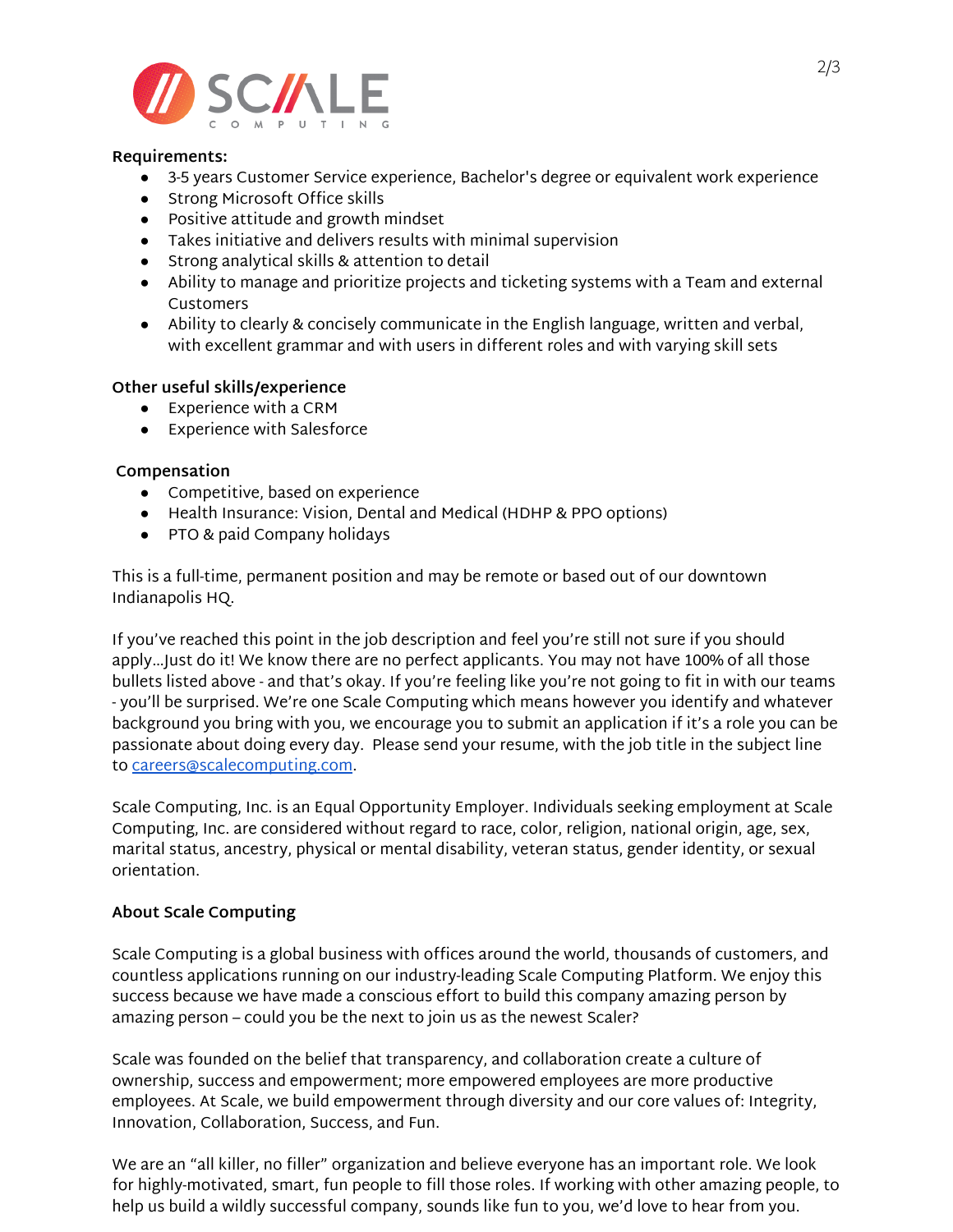**Requirements:**

- 3-5 years Customer Service experience, Bachelor's degree or equivalent work experience
- Strong Microsoft Office skills
- Positive attitude and growth mindset
- Takes initiative and delivers results with minimal supervision
- Strong analytical skills & attention to detail
- Ability to manage and prioritize projects and ticketing systems with a Team and external Customers
- Ability to clearly & concisely communicate in the English language, written and verbal, with excellent grammar and with users in different roles and with varying skill sets

**Other useful skills/experience**

- Experience with a CRM
- Experience with Salesforce

**Compensation**

- Competitive, based on experience
- Health Insurance: Vision, Dental and Medical (HDHP & PPO options)
- PTO & paid Company holidays

This is a full-time, permanent position and may be remote or based out of our downtown Indianapolis HQ.

If you've reached this point in the job description and feel you're still not sure if you should apply...Just do it! We know there are no perfect applicants. You may not have 100% of all those bullets listed above - and that's okay. If you're feeling like you're not going to fit in with our teams - you'll be surprised. We're one Scale Computing which means however you identify and whatever background you bring with you, we encourage you to submit an application if it's a role you can be passionate about doing every day. Please send your resume, with the job title in the subject line to careers@scalecomputing.com.

Scale Computing, Inc. is an Equal Opportunity Employer. Individuals seeking employment at Scale Computing, Inc. are considered without regard to race, color, religion, national origin, age, sex, marital status, ancestry, physical or mental disability, veteran status, gender identity, or sexual orientation.

**About Scale Computing**

Scale Computing is a global business with offices around the world, thousands of customers, and countless applications running on our industry-leading Scale Computing Platform. We enjoy this success because we have made a conscious effort to build this company amazing person by amazing person – could you be the next to join us as the newest Scaler?

Scale was founded on the belief that transparency, and collaboration create a culture of ownership, success and empowerment; more empowered employees are more productive employees. At Scale, we build empowerment through diversity and our core values of: Integrity, Innovation, Collaboration, Success, and Fun.

We are an "all killer, no filler" organization and believe everyone has an important role. We look for highly-motivated, smart, fun people to fill those roles. If working with other amazing people, to help us build a wildly successful company, sounds like fun to you, we'd love to hear from you.